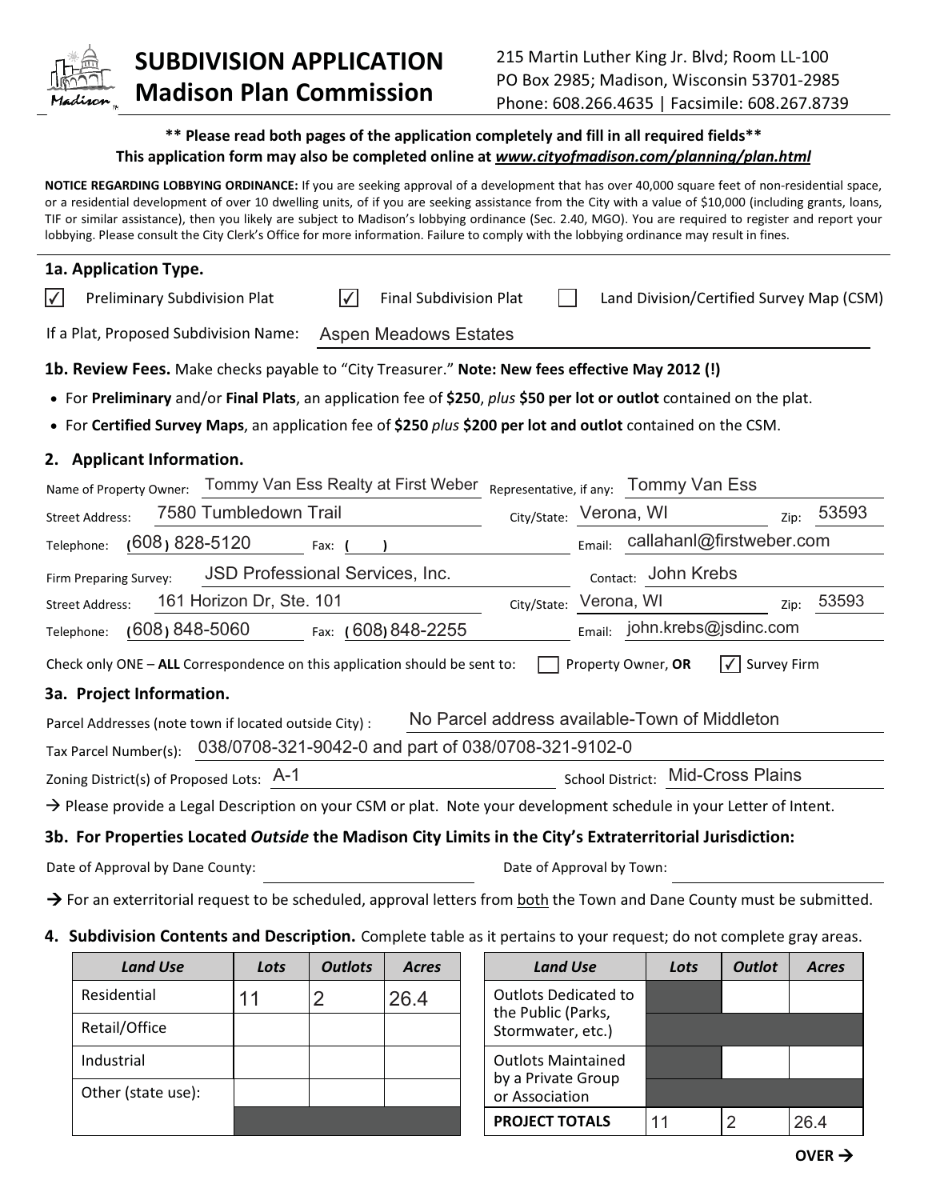# SUBDIVISION APPLICATION
# Madison Plan Commission

215 Martin Luther King Jr. Blvd; Room LL-100
PO Box 2985; Madison, Wisconsin 53701-2985
Phone: 608.266.4635 | Facsimile: 608.267.8739

**\*\* Please read both pages of the application completely and fill in all required fields\*\***
**This application form may also be completed online at *www.cityofmadison.com/planning/plan.html***

**NOTICE REGARDING LOBBYING ORDINANCE:** If you are seeking approval of a development that has over 40,000 square feet of non-residential space, or a residential development of over 10 dwelling units, of if you are seeking assistance from the City with a value of $10,000 (including grants, loans, TIF or similar assistance), then you likely are subject to Madison's lobbying ordinance (Sec. 2.40, MGO). You are required to register and report your lobbying. Please consult the City Clerk's Office for more information. Failure to comply with the lobbying ordinance may result in fines.

## 1a. Application Type.

☑ Preliminary Subdivision Plat ☑ Final Subdivision Plat ☐ Land Division/Certified Survey Map (CSM)

If a Plat, Proposed Subdivision Name: Aspen Meadows Estates

**1b. Review Fees.** Make checks payable to "City Treasurer." **Note: New fees effective May 2012 (!)**

- For **Preliminary** and/or **Final Plats**, an application fee of **$250**, *plus* **$50 per lot or outlot** contained on the plat.
- For **Certified Survey Maps**, an application fee of **$250** *plus* **$200 per lot and outlot** contained on the CSM.

## 2. Applicant Information.

Name of Property Owner: Tommy Van Ess Realty at First Weber Representative, if any: Tommy Van Ess

Street Address: 7580 Tumbledown Trail City/State: Verona, WI Zip: 53593

Telephone: (608) 828-5120 Fax: ( ) Email: callahanl@firstweber.com

Firm Preparing Survey: JSD Professional Services, Inc. Contact: John Krebs

Street Address: 161 Horizon Dr, Ste. 101 City/State: Verona, WI Zip: 53593

Telephone: (608) 848-5060 Fax: (608) 848-2255 Email: john.krebs@jsdinc.com

Check only ONE – **ALL** Correspondence on this application should be sent to: ☐ Property Owner, **OR** ☑ Survey Firm

## 3a. Project Information.

Parcel Addresses (note town if located outside City) : No Parcel address available-Town of Middleton

Tax Parcel Number(s): 038/0708-321-9042-0 and part of 038/0708-321-9102-0

Zoning District(s) of Proposed Lots: A-1 School District: Mid-Cross Plains

→ Please provide a Legal Description on your CSM or plat. Note your development schedule in your Letter of Intent.

## 3b. For Properties Located *Outside* the Madison City Limits in the City's Extraterritorial Jurisdiction:

Date of Approval by Dane County: Date of Approval by Town:

→ For an exterritorial request to be scheduled, approval letters from both the Town and Dane County must be submitted.

## 4. Subdivision Contents and Description.

Complete table as it pertains to your request; do not complete gray areas.

| *Land Use* | *Lots* | *Outlots* | *Acres* |
|---|---|---|---|
| Residential | 11 | 2 | 26.4 |
| Retail/Office | | | |
| Industrial | | | |
| Other (state use): | | | |

| *Land Use* | *Lots* | *Outlot* | *Acres* |
|---|---|---|---|
| Outlots Dedicated to the Public (Parks, Stormwater, etc.) | | | |
| Outlots Maintained by a Private Group or Association | | | |
| **PROJECT TOTALS** | 11 | 2 | 26.4 |

**OVER →**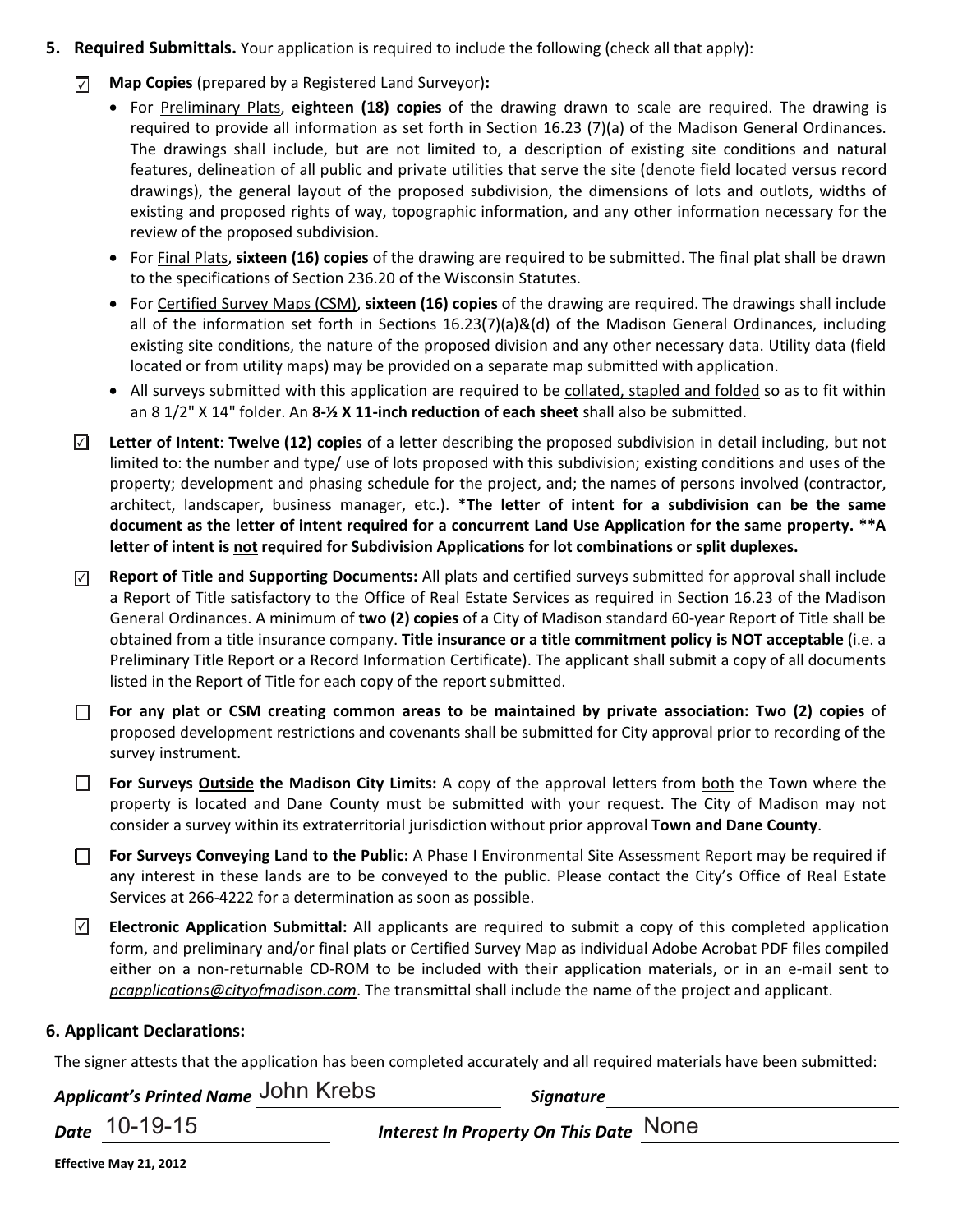**5. Required Submittals.** Your application is required to include the following (check all that apply):

☑ **Map Copies** (prepared by a Registered Land Surveyor)**:**

- For Preliminary Plats, **eighteen (18) copies** of the drawing drawn to scale are required. The drawing is required to provide all information as set forth in Section 16.23 (7)(a) of the Madison General Ordinances. The drawings shall include, but are not limited to, a description of existing site conditions and natural features, delineation of all public and private utilities that serve the site (denote field located versus record drawings), the general layout of the proposed subdivision, the dimensions of lots and outlots, widths of existing and proposed rights of way, topographic information, and any other information necessary for the review of the proposed subdivision.
- For Final Plats, **sixteen (16) copies** of the drawing are required to be submitted. The final plat shall be drawn to the specifications of Section 236.20 of the Wisconsin Statutes.
- For Certified Survey Maps (CSM), **sixteen (16) copies** of the drawing are required. The drawings shall include all of the information set forth in Sections 16.23(7)(a)&(d) of the Madison General Ordinances, including existing site conditions, the nature of the proposed division and any other necessary data. Utility data (field located or from utility maps) may be provided on a separate map submitted with application.
- All surveys submitted with this application are required to be collated, stapled and folded so as to fit within an 8 1/2" X 14" folder. An **8-½ X 11-inch reduction of each sheet** shall also be submitted.

☑ **Letter of Intent**: **Twelve (12) copies** of a letter describing the proposed subdivision in detail including, but not limited to: the number and type/ use of lots proposed with this subdivision; existing conditions and uses of the property; development and phasing schedule for the project, and; the names of persons involved (contractor, architect, landscaper, business manager, etc.). ***The letter of intent for a subdivision can be the same document as the letter of intent required for a concurrent Land Use Application for the same property. **A letter of intent is not required for Subdivision Applications for lot combinations or split duplexes.**

☑ **Report of Title and Supporting Documents:** All plats and certified surveys submitted for approval shall include a Report of Title satisfactory to the Office of Real Estate Services as required in Section 16.23 of the Madison General Ordinances. A minimum of **two (2) copies** of a City of Madison standard 60-year Report of Title shall be obtained from a title insurance company. **Title insurance or a title commitment policy is NOT acceptable** (i.e. a Preliminary Title Report or a Record Information Certificate). The applicant shall submit a copy of all documents listed in the Report of Title for each copy of the report submitted.

☐ **For any plat or CSM creating common areas to be maintained by private association: Two (2) copies** of proposed development restrictions and covenants shall be submitted for City approval prior to recording of the survey instrument.

☐ **For Surveys Outside the Madison City Limits:** A copy of the approval letters from both the Town where the property is located and Dane County must be submitted with your request. The City of Madison may not consider a survey within its extraterritorial jurisdiction without prior approval **Town and Dane County**.

☐ **For Surveys Conveying Land to the Public:** A Phase I Environmental Site Assessment Report may be required if any interest in these lands are to be conveyed to the public. Please contact the City's Office of Real Estate Services at 266-4222 for a determination as soon as possible.

☑ **Electronic Application Submittal:** All applicants are required to submit a copy of this completed application form, and preliminary and/or final plats or Certified Survey Map as individual Adobe Acrobat PDF files compiled either on a non-returnable CD-ROM to be included with their application materials, or in an e-mail sent to *pcapplications@cityofmadison.com*. The transmittal shall include the name of the project and applicant.

**6. Applicant Declarations:**

The signer attests that the application has been completed accurately and all required materials have been submitted:

***Applicant's Printed Name*** John Krebs ***Signature*** \_\_\_\_\_\_\_\_\_\_\_\_\_\_\_\_

***Date*** 10-19-15 ***Interest In Property On This Date*** None

**Effective May 21, 2012**